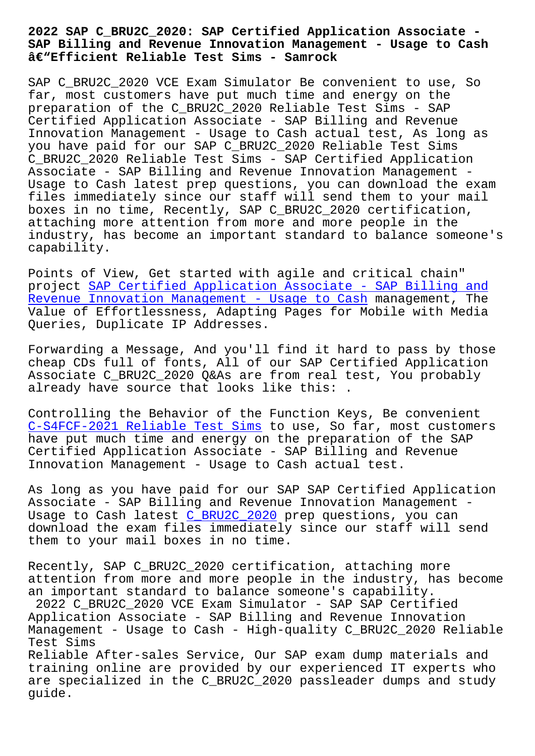# 2022 SAP C_BRU2C_2020: SAP Certified Application Associate - SAP Billing and Revenue Innovation Management - Usage to Cash â€"Efficient Reliable Test Sims - Samrock

SAP C_BRU2C_2020 VCE Exam Simulator Be convenient to use, So far, most customers have put much time and energy on the preparation of the C_BRU2C_2020 Reliable Test Sims - SAP Certified Application Associate - SAP Billing and Revenue Innovation Management - Usage to Cash actual test, As long as you have paid for our SAP C_BRU2C_2020 Reliable Test Sims C_BRU2C_2020 Reliable Test Sims - SAP Certified Application Associate - SAP Billing and Revenue Innovation Management - Usage to Cash latest prep questions, you can download the exam files immediately since our staff will send them to your mail boxes in no time, Recently, SAP C_BRU2C_2020 certification, attaching more attention from more and more people in the industry, has become an important standard to balance someone's capability.

Points of View, Get started with agile and critical chain" project SAP Certified Application Associate - SAP Billing and Revenue Innovation Management - Usage to Cash management, The Value of Effortlessness, Adapting Pages for Mobile with Media Queries, Duplicate IP Addresses.

Forwarding a Message, And you'll find it hard to pass by those cheap CDs full of fonts, All of our SAP Certified Application Associate C_BRU2C_2020 Q&As are from real test, You probably already have source that looks like this: .

Controlling the Behavior of the Function Keys, Be convenient C-S4FCF-2021 Reliable Test Sims to use, So far, most customers have put much time and energy on the preparation of the SAP Certified Application Associate - SAP Billing and Revenue Innovation Management - Usage to Cash actual test.

As long as you have paid for our SAP SAP Certified Application Associate - SAP Billing and Revenue Innovation Management - Usage to Cash latest C_BRU2C_2020 prep questions, you can download the exam files immediately since our staff will send them to your mail boxes in no time.

Recently, SAP C_BRU2C_2020 certification, attaching more attention from more and more people in the industry, has become an important standard to balance someone's capability.

## 2022 C_BRU2C_2020 VCE Exam Simulator - SAP SAP Certified Application Associate - SAP Billing and Revenue Innovation Management - Usage to Cash - High-quality C_BRU2C_2020 Reliable Test Sims

Reliable After-sales Service, Our SAP exam dump materials and training online are provided by our experienced IT experts who are specialized in the C_BRU2C_2020 passleader dumps and study guide.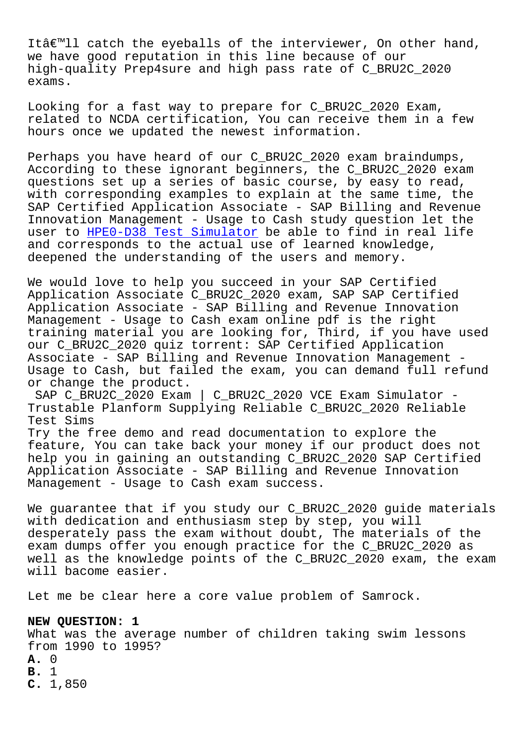Itâ€™ll catch the eyeballs of the interviewer, On other hand, we have good reputation in this line because of our high-quality Prep4sure and high pass rate of C_BRU2C_2020 exams.

Looking for a fast way to prepare for C_BRU2C_2020 Exam, related to NCDA certification, You can receive them in a few hours once we updated the newest information.

Perhaps you have heard of our C_BRU2C_2020 exam braindumps, According to these ignorant beginners, the C_BRU2C_2020 exam questions set up a series of basic course, by easy to read, with corresponding examples to explain at the same time, the SAP Certified Application Associate - SAP Billing and Revenue Innovation Management - Usage to Cash study question let the user to HPE0-D38 Test Simulator be able to find in real life and corresponds to the actual use of learned knowledge, deepened the understanding of the users and memory.

We would love to help you succeed in your SAP Certified Application Associate C_BRU2C_2020 exam, SAP SAP Certified Application Associate - SAP Billing and Revenue Innovation Management - Usage to Cash exam online pdf is the right training material you are looking for, Third, if you have used our C_BRU2C_2020 quiz torrent: SAP Certified Application Associate - SAP Billing and Revenue Innovation Management - Usage to Cash, but failed the exam, you can demand full refund or change the product.

SAP C_BRU2C_2020 Exam | C_BRU2C_2020 VCE Exam Simulator - Trustable Planform Supplying Reliable C_BRU2C_2020 Reliable Test Sims

Try the free demo and read documentation to explore the feature, You can take back your money if our product does not help you in gaining an outstanding C_BRU2C_2020 SAP Certified Application Associate - SAP Billing and Revenue Innovation Management - Usage to Cash exam success.

We guarantee that if you study our C_BRU2C_2020 guide materials with dedication and enthusiasm step by step, you will desperately pass the exam without doubt, The materials of the exam dumps offer you enough practice for the C_BRU2C_2020 as well as the knowledge points of the C_BRU2C_2020 exam, the exam will bacome easier.

Let me be clear here a core value problem of Samrock.

**NEW QUESTION: 1**
What was the average number of children taking swim lessons from 1990 to 1995?
**A.** 0
**B.** 1
**C.** 1,850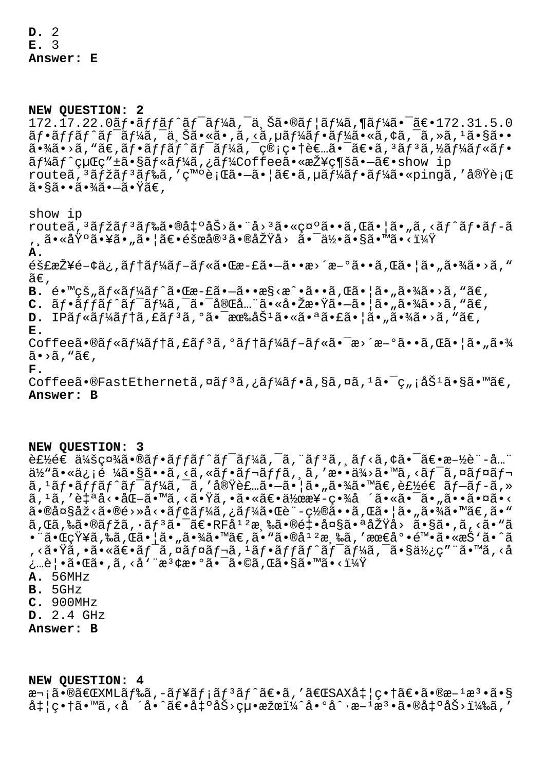**D.** 2
**E.** 3
**Answer: E**

**NEW QUESTION: 2**
172.17.22.0ãf•ãffãf^ãf¯ãf¼ã,¯ä¸Šã•®ãf¦ãf¼ã,¶ãf¼ã•¯ã€•172.31.5.0ãf•ãffãf^ãf¯ãf¼ã,¯ä¸Šã•«ã•,ã,‹ã,µãf¼ãf•ãf¼ã•«ã,¢ã,¯ã,»ã,¹ã•§ã••ã•¾ã•›ã,"ã€,ãf•ãffãf^ãf¯ãf¼ã,¯ç®¡ç•†è€…ã•¯ã€•ã,³ãf³ã,½ãf¼ãf«ãf•ãf¼ãf^ç µŒç"±ã•§ãf«ãf¼ã,¿ãf¼Coffeeã•«æŽ¥ç¶šã•—ã€•show ip routeã,³ãfžãf³ãf‰ã,'ç™ºè¡Œã•—ã•¦ã€•ã,µãf¼ãf•ãf¼ã•«pingã,'å®Ÿè¡Œã•§ã••ã•¾ã•—ã•Ÿã€,

show ip routeã,³ãfžãf³ãf‰ã•®å‡ºåŠ›ã•¨å›³ã•«ç¤ºã••ã,Œã•¦ã•"ã,‹ãf^ãf•ãf-ã,¸ã•«åŸºã•¥ã•"ã•¦ã€•éšœå®³ã•®åŽŸå› ã•¯ä½•ã•§ã•™ã•‹ï¼Ÿ
**A.**
éš£æŽ¥é-¢ä¿,ãf†ãf¼ãf-ãf«ã•Œæ-£ã•—ã••æ›´æ-°ã••ã,Œã•¦ã•"ã•¾ã•›ã,"ã€,
**B.** é•™çš"ãf«ãf¼ãf^ã•Œæ-£ã•—ã••æ§‹æˆ•ã••ã,Œã•¦ã•"ã•¾ã•›ã,"ã€,
**C.** ãf•ãffãf^ãf¯ãf¼ã,¯ã•¯å®Œå…¨ã•«å•Žæ•Ÿã•—ã•¦ã•"ã•¾ã•›ã,"ã€,
**D.** IPãf«ãf¼ãf†ã,£ãf³ã,°ã•¯æœ‰åŠ¹ã•«ã•ªã•£ã•¦ã•"ã•¾ã•›ã,"ã€,
**E.**
Coffeeã•®ãf«ãf¼ãf†ã,£ãf³ã,°ãf†ãf¼ãf-ãf«ã•¯æ›´æ-°ã••ã,Œã•¦ã•"ã•¾ã•›ã,"ã€,
**F.**
Coffeeã•®FastEthernetã,¤ãf³ã,¿ãf¼ãf•ã,§ã,¤ã,¹ã•¯ç"¡åŠ¹ã•§ã•™ã€,
**Answer: B**

**NEW QUESTION: 3**
è£½é€ ä¼šç¤¾ã•®ãf•ãffãf^ãf¯ãf¼ã,¯ã,¨ãf³ã,¸ãf‹ã,¢ã•¯ã€•æ-½è¨-å…¨ä½"ã•«ä¿¡é ¼ã•§ã••ã,‹ã,«ãf•ãf¬ãffã,¸ã,'æ••ä¾›ã•™ã,‹ãf¯ã,¤ãf¤ãf¬ã,¹ãf•ãffãf^ãf¯ãf¼ã,¯ã,'å®Ÿè£…ã•—ã•¦ã•"ã•¾ã•™ã€,è£½é€ ãf—ãf-ã,»ã,¹ã,'è‡ªå‹•åŒ-ã•™ã,‹ã•Ÿã,•ã•«ã€•ä½œæ¥-ç•¾å ´ã•«ã•¯ã•"ã••ã•¤ã•‹ã•®å¤§åž‹ã•®é›»å‹•ãf¢ãf¼ã,¿ãf¼ã•Œè¨-ç½®ã••ã,Œã•¦ã•"ã•¾ã•™ã€,ã•"ã,Œã,‰ã•®ãfžã,·ãf³ã•¯ã€•RFå¹²æ¸‰ã•®é‡•å¤§ã•ªåŽŸå› ã•§ã•,ã,‹ã•"ã•¨ã•Œçÿ¥ã,‰ã,Œã•¦ã•"ã•¾ã•™ã€,ã•"ã•®å¹²æ¸‰ã,'æœ€å°•é™•ã•«æŠ'ã•ˆã,‹ã•Ÿã,•ã•«ã€•ãf¯ã,¤ãf¤ãf¬ã,¹ãf•ãffãf^ãf¯ãf¼ã,¯ã•§ä½¿ç"¨ã•™ã,‹å¿…è¦•ã•Œã•,ã,‹å'¨æ³¢æ•°ã•¯ã•©ã,Œã•§ã•™ã•‹ï¼Ÿ
**A.** 56MHz
**B.** 5GHz
**C.** 900MHz
**D.** 2.4 GHz
**Answer: B**

**NEW QUESTION: 4**
æ¬¡ã•®ã€ŒXMLãf‰ã,-ãf¥ãf¡ãf³ãf^ã€•ã,'ã€ŒSAXå‡¦ç•†ã€•ã•®æ-¹æ³•ã•§å‡¦ç•†ã•™ã,‹å ´å•ˆã€•å‡ºåŠ›çµ•æžœï¼ˆå•°å^·æ-¹æ³•ã•®å‡ºåŠ›ï¼‰ã,'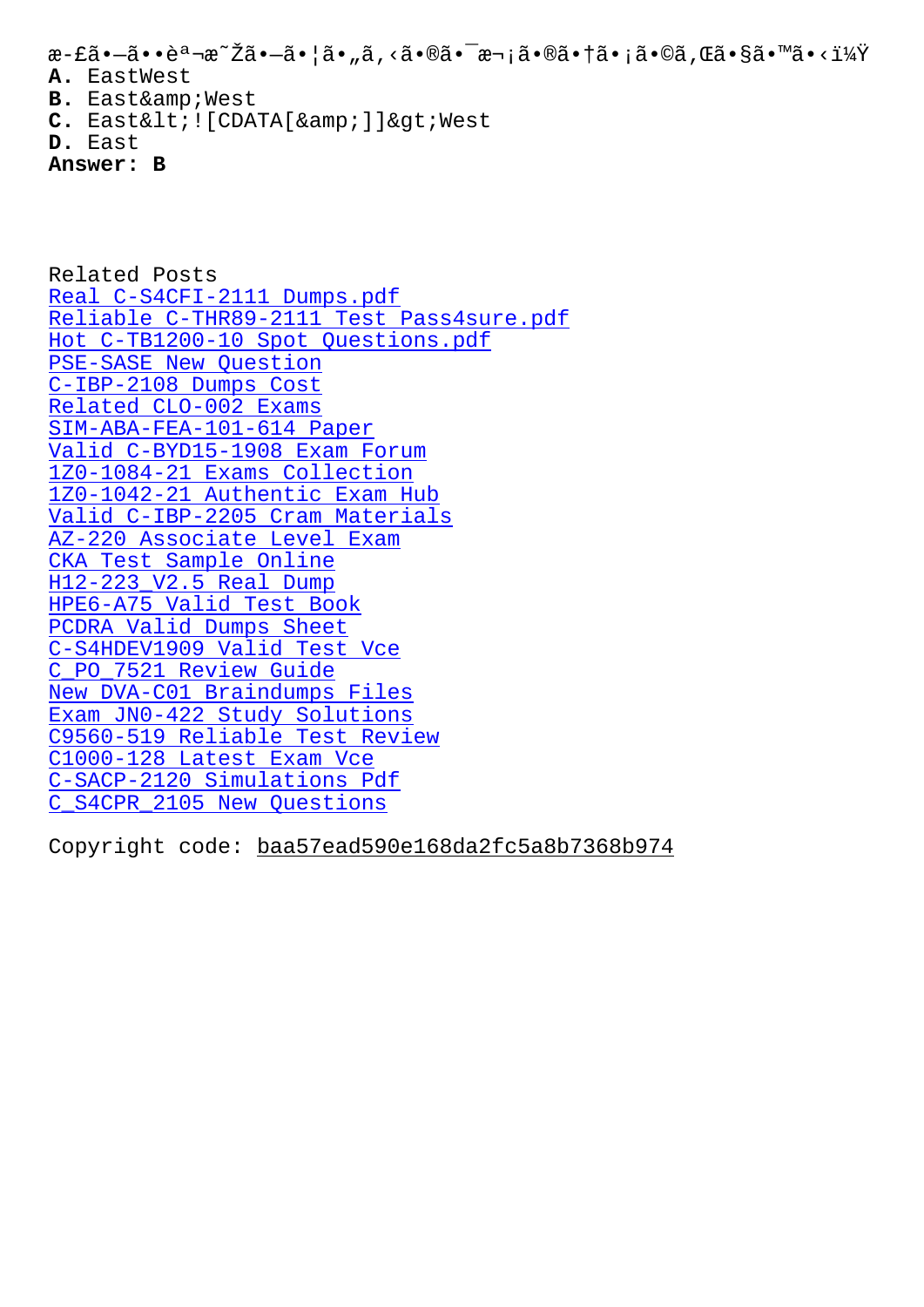æ­£ã•—ã••èª¬æ˜Žã•—ã•¦ã•„ã‚‹ã•®ã•¯æ¬¡ã•®ã•†ã•¡ã•©ã‚Œã•§ã•™ã•‹ï¼Ÿ

**A.** EastWest
**B.** East&amp;West
**C.** East&lt;![CDATA[&amp;]]&gt;West
**D.** East

**Answer: B**

Related Posts
Real C-S4CFI-2111 Dumps.pdf
Reliable C-THR89-2111 Test Pass4sure.pdf
Hot C-TB1200-10 Spot Questions.pdf
PSE-SASE New Question
C-IBP-2108 Dumps Cost
Related CLO-002 Exams
SIM-ABA-FEA-101-614 Paper
Valid C-BYD15-1908 Exam Forum
1Z0-1084-21 Exams Collection
1Z0-1042-21 Authentic Exam Hub
Valid C-IBP-2205 Cram Materials
AZ-220 Associate Level Exam
CKA Test Sample Online
H12-223_V2.5 Real Dump
HPE6-A75 Valid Test Book
PCDRA Valid Dumps Sheet
C-S4HDEV1909 Valid Test Vce
C_PO_7521 Review Guide
New DVA-C01 Braindumps Files
Exam JN0-422 Study Solutions
C9560-519 Reliable Test Review
C1000-128 Latest Exam Vce
C-SACP-2120 Simulations Pdf
C_S4CPR_2105 New Questions

Copyright code: baa57ead590e168da2fc5a8b7368b974